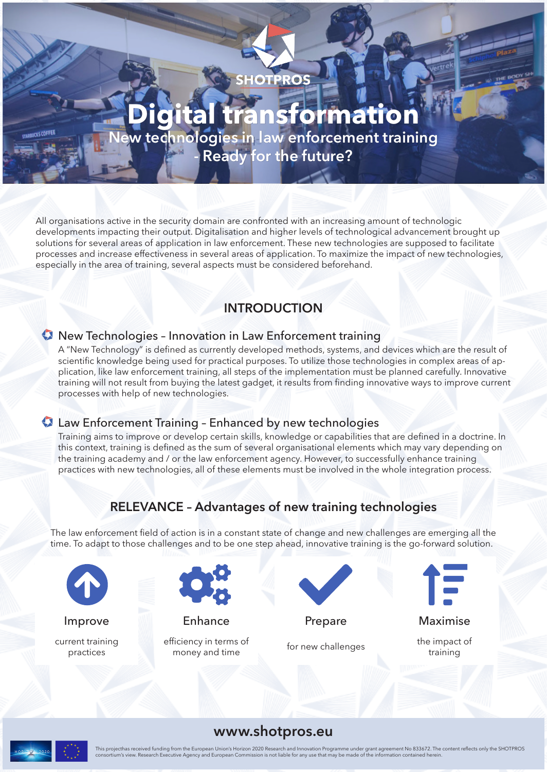SHOTPROS

# Digital transformation

## New technologies in law enforcement training - Ready for the future?

All organisations active in the security domain are confronted with an increasing amount of technologic developments impacting their output. Digitalisation and higher levels of technological advancement brought up solutions for several areas of application in law enforcement. These new technologies are supposed to facilitate processes and increase effectiveness in several areas of application. To maximize the impact of new technologies, especially in the area of training, several aspects must be considered beforehand.

## INTRODUCTION

### New Technologies – Innovation in Law Enforcement training

A "New Technology" is defined as currently developed methods, systems, and devices which are the result of scientific knowledge being used for practical purposes. To utilize those technologies in complex areas of application, like law enforcement training, all steps of the implementation must be planned carefully. Innovative training will not result from buying the latest gadget, it results from finding innovative ways to improve current processes with help of new technologies.

### Law Enforcement Training – Enhanced by new technologies

Training aims to improve or develop certain skills, knowledge or capabilities that are defined in a doctrine. In this context, training is defined as the sum of several organisational elements which may vary depending on the training academy and / or the law enforcement agency. However, to successfully enhance training practices with new technologies, all of these elements must be involved in the whole integration process.

## RELEVANCE – Advantages of new training technologies

The law enforcement field of action is in a constant state of change and new challenges are emerging all the time. To adapt to those challenges and to be one step ahead, innovative training is the go-forward solution.

**Improve**
current training practices

**Enhance**
efficiency in terms of money and time

**Prepare**
for new challenges

**Maximise**
the impact of training

www.shotpros.eu

This projecthas received funding from the European Union's Horizon 2020 Research and Innovation Programme under grant agreement No 833672. The content reflects only the SHOTPROS consortium's view. Research Executive Agency and European Commission is not liable for any use that may be made of the information contained herein.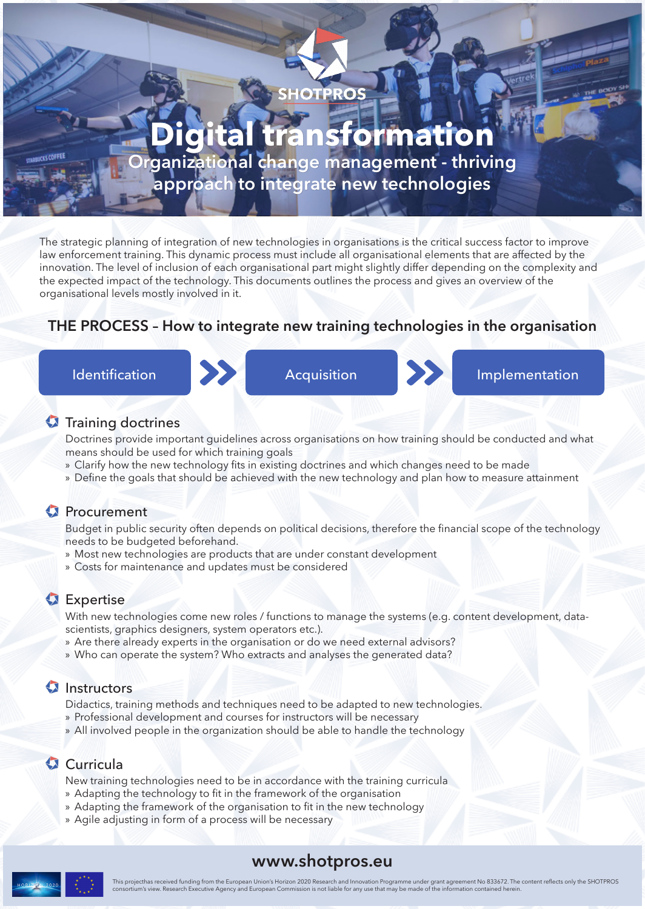SHOTPROS

# Digital transformation

## Organizational change management - thriving approach to integrate new technologies

The strategic planning of integration of new technologies in organisations is the critical success factor to improve law enforcement training. This dynamic process must include all organisational elements that are affected by the innovation. The level of inclusion of each organisational part might slightly differ depending on the complexity and the expected impact of the technology. This documents outlines the process and gives an overview of the organisational levels mostly involved in it.

## THE PROCESS – How to integrate new training technologies in the organisation

Identification » Acquisition » Implementation

### Training doctrines

Doctrines provide important guidelines across organisations on how training should be conducted and what means should be used for which training goals

- Clarify how the new technology fits in existing doctrines and which changes need to be made
- Define the goals that should be achieved with the new technology and plan how to measure attainment

### Procurement

Budget in public security often depends on political decisions, therefore the financial scope of the technology needs to be budgeted beforehand.

- Most new technologies are products that are under constant development
- Costs for maintenance and updates must be considered

### Expertise

With new technologies come new roles / functions to manage the systems (e.g. content development, data-scientists, graphics designers, system operators etc.).

- Are there already experts in the organisation or do we need external advisors?
- Who can operate the system? Who extracts and analyses the generated data?

### Instructors

Didactics, training methods and techniques need to be adapted to new technologies.

- Professional development and courses for instructors will be necessary
- All involved people in the organization should be able to handle the technology

### Curricula

New training technologies need to be in accordance with the training curricula

- Adapting the technology to fit in the framework of the organisation
- Adapting the framework of the organisation to fit in the new technology
- Agile adjusting in form of a process will be necessary

**www.shotpros.eu**

This projecthas received funding from the European Union's Horizon 2020 Research and Innovation Programme under grant agreement No 833672. The content reflects only the SHOTPROS consortium's view. Research Executive Agency and European Commission is not liable for any use that may be made of the information contained herein.